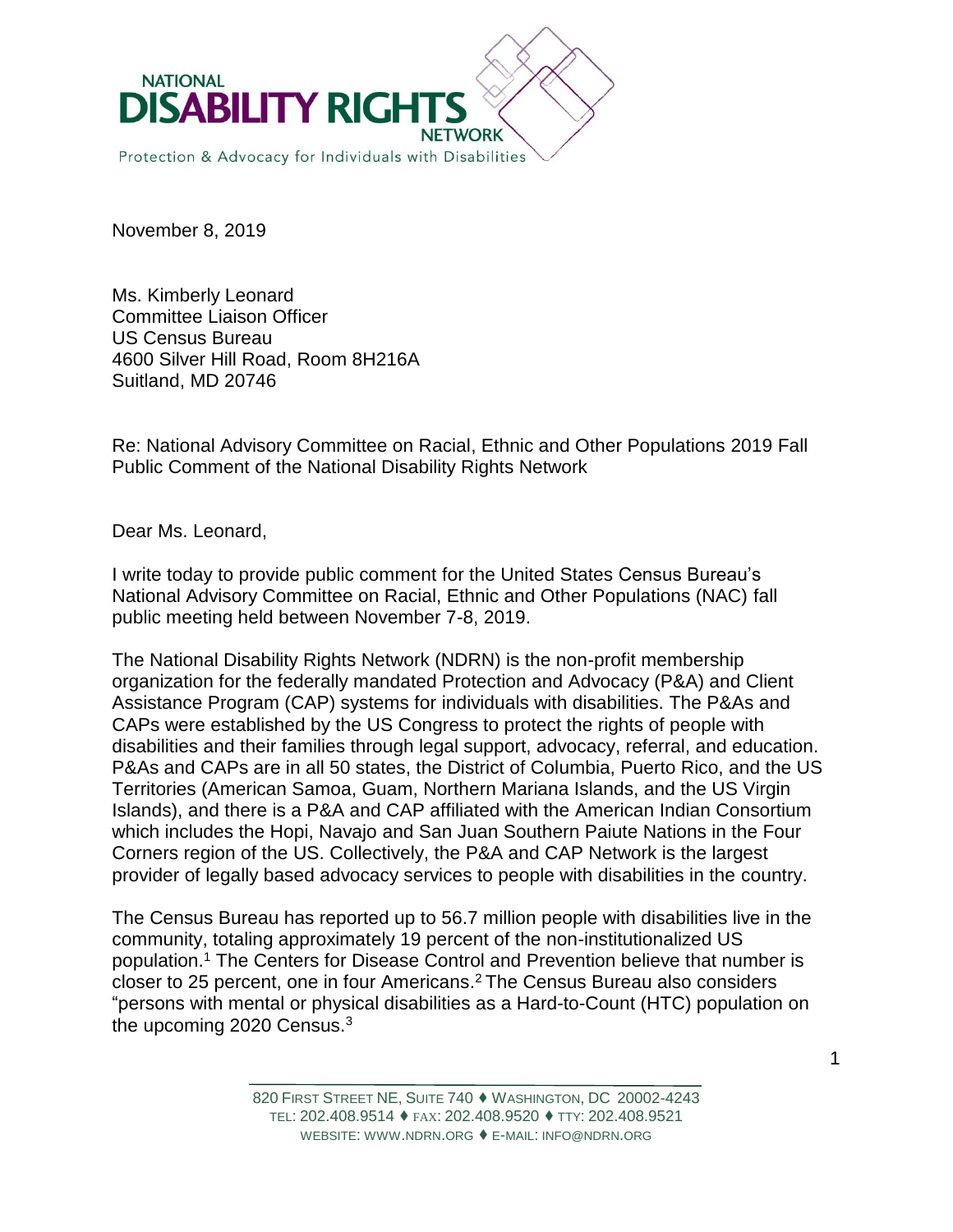**NATIONAL DISABILITY RIGHTS NETWORK**

Protection & Advocacy for Individuals with Disabilities

November 8, 2019

Ms. Kimberly Leonard
Committee Liaison Officer
US Census Bureau
4600 Silver Hill Road, Room 8H216A
Suitland, MD 20746

Re: National Advisory Committee on Racial, Ethnic and Other Populations 2019 Fall Public Comment of the National Disability Rights Network

Dear Ms. Leonard,

I write today to provide public comment for the United States Census Bureau's National Advisory Committee on Racial, Ethnic and Other Populations (NAC) fall public meeting held between November 7-8, 2019.

The National Disability Rights Network (NDRN) is the non-profit membership organization for the federally mandated Protection and Advocacy (P&A) and Client Assistance Program (CAP) systems for individuals with disabilities. The P&As and CAPs were established by the US Congress to protect the rights of people with disabilities and their families through legal support, advocacy, referral, and education. P&As and CAPs are in all 50 states, the District of Columbia, Puerto Rico, and the US Territories (American Samoa, Guam, Northern Mariana Islands, and the US Virgin Islands), and there is a P&A and CAP affiliated with the American Indian Consortium which includes the Hopi, Navajo and San Juan Southern Paiute Nations in the Four Corners region of the US. Collectively, the P&A and CAP Network is the largest provider of legally based advocacy services to people with disabilities in the country.

The Census Bureau has reported up to 56.7 million people with disabilities live in the community, totaling approximately 19 percent of the non-institutionalized US population.[1] The Centers for Disease Control and Prevention believe that number is closer to 25 percent, one in four Americans.[2] The Census Bureau also considers "persons with mental or physical disabilities as a Hard-to-Count (HTC) population on the upcoming 2020 Census.[3]

820 FIRST STREET NE, SUITE 740 ♦ WASHINGTON, DC 20002-4243
TEL: 202.408.9514 ♦ FAX: 202.408.9520 ♦ TTY: 202.408.9521
WEBSITE: WWW.NDRN.ORG ♦ E-MAIL: INFO@NDRN.ORG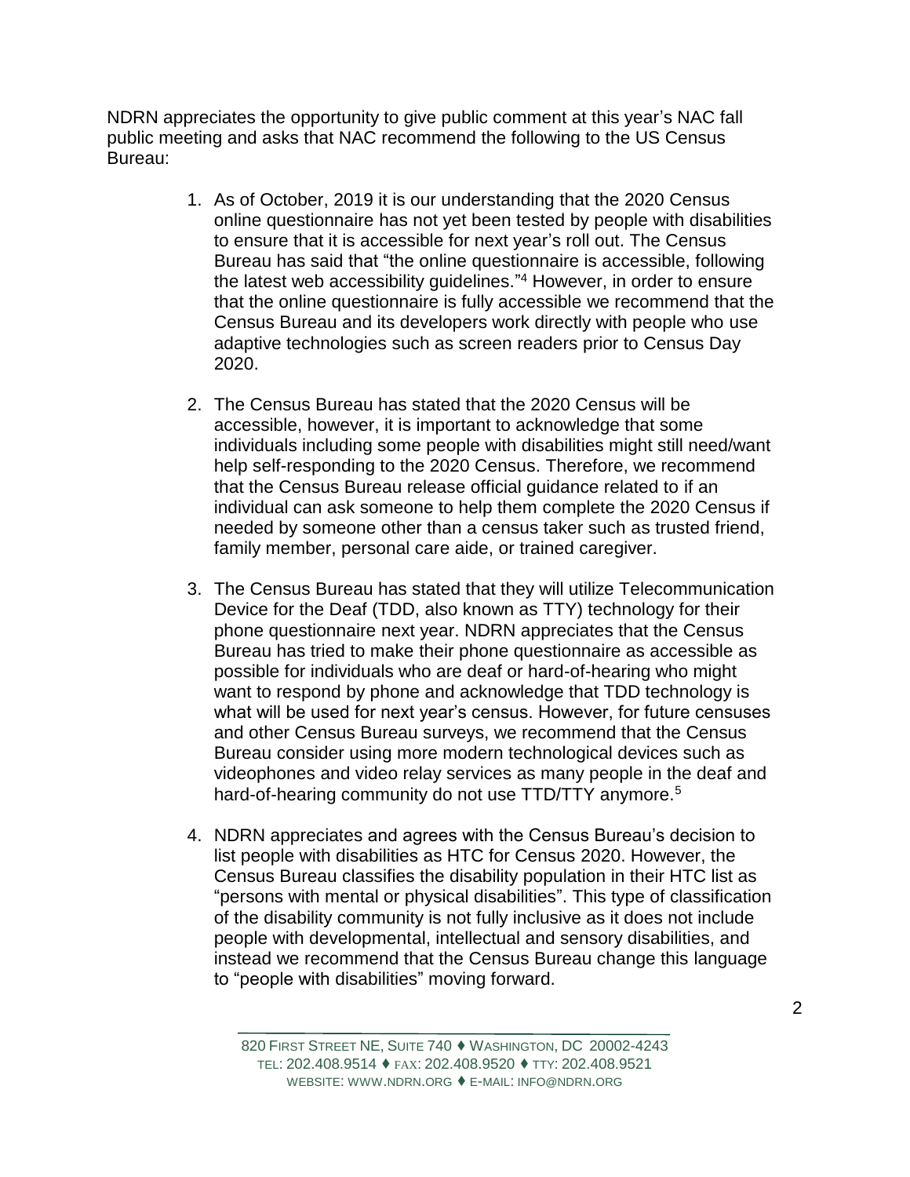NDRN appreciates the opportunity to give public comment at this year's NAC fall public meeting and asks that NAC recommend the following to the US Census Bureau:

1. As of October, 2019 it is our understanding that the 2020 Census online questionnaire has not yet been tested by people with disabilities to ensure that it is accessible for next year's roll out. The Census Bureau has said that "the online questionnaire is accessible, following the latest web accessibility guidelines."[4] However, in order to ensure that the online questionnaire is fully accessible we recommend that the Census Bureau and its developers work directly with people who use adaptive technologies such as screen readers prior to Census Day 2020.

2. The Census Bureau has stated that the 2020 Census will be accessible, however, it is important to acknowledge that some individuals including some people with disabilities might still need/want help self-responding to the 2020 Census. Therefore, we recommend that the Census Bureau release official guidance related to if an individual can ask someone to help them complete the 2020 Census if needed by someone other than a census taker such as trusted friend, family member, personal care aide, or trained caregiver.

3. The Census Bureau has stated that they will utilize Telecommunication Device for the Deaf (TDD, also known as TTY) technology for their phone questionnaire next year. NDRN appreciates that the Census Bureau has tried to make their phone questionnaire as accessible as possible for individuals who are deaf or hard-of-hearing who might want to respond by phone and acknowledge that TDD technology is what will be used for next year's census. However, for future censuses and other Census Bureau surveys, we recommend that the Census Bureau consider using more modern technological devices such as videophones and video relay services as many people in the deaf and hard-of-hearing community do not use TTD/TTY anymore.[5]

4. NDRN appreciates and agrees with the Census Bureau's decision to list people with disabilities as HTC for Census 2020. However, the Census Bureau classifies the disability population in their HTC list as "persons with mental or physical disabilities". This type of classification of the disability community is not fully inclusive as it does not include people with developmental, intellectual and sensory disabilities, and instead we recommend that the Census Bureau change this language to "people with disabilities" moving forward.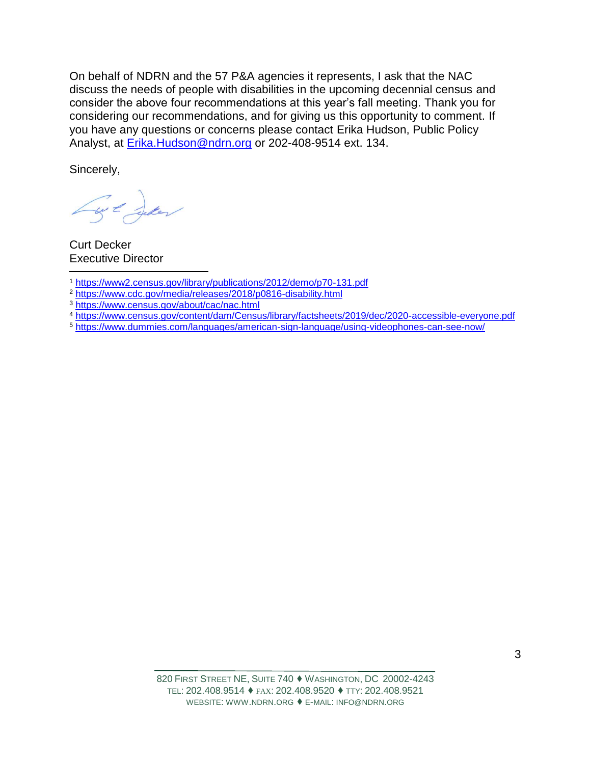On behalf of NDRN and the 57 P&A agencies it represents, I ask that the NAC discuss the needs of people with disabilities in the upcoming decennial census and consider the above four recommendations at this year's fall meeting. Thank you for considering our recommendations, and for giving us this opportunity to comment. If you have any questions or concerns please contact Erika Hudson, Public Policy Analyst, at Erika.Hudson@ndrn.org or 202-408-9514 ext. 134.

Sincerely,

Curt Decker
Executive Director

---

[1] https://www2.census.gov/library/publications/2012/demo/p70-131.pdf

[2] https://www.cdc.gov/media/releases/2018/p0816-disability.html

[3] https://www.census.gov/about/cac/nac.html

[4] https://www.census.gov/content/dam/Census/library/factsheets/2019/dec/2020-accessible-everyone.pdf

[5] https://www.dummies.com/languages/american-sign-language/using-videophones-can-see-now/

820 FIRST STREET NE, SUITE 740 ♦ WASHINGTON, DC 20002-4243
TEL: 202.408.9514 ♦ FAX: 202.408.9520 ♦ TTY: 202.408.9521
WEBSITE: WWW.NDRN.ORG ♦ E-MAIL: INFO@NDRN.ORG